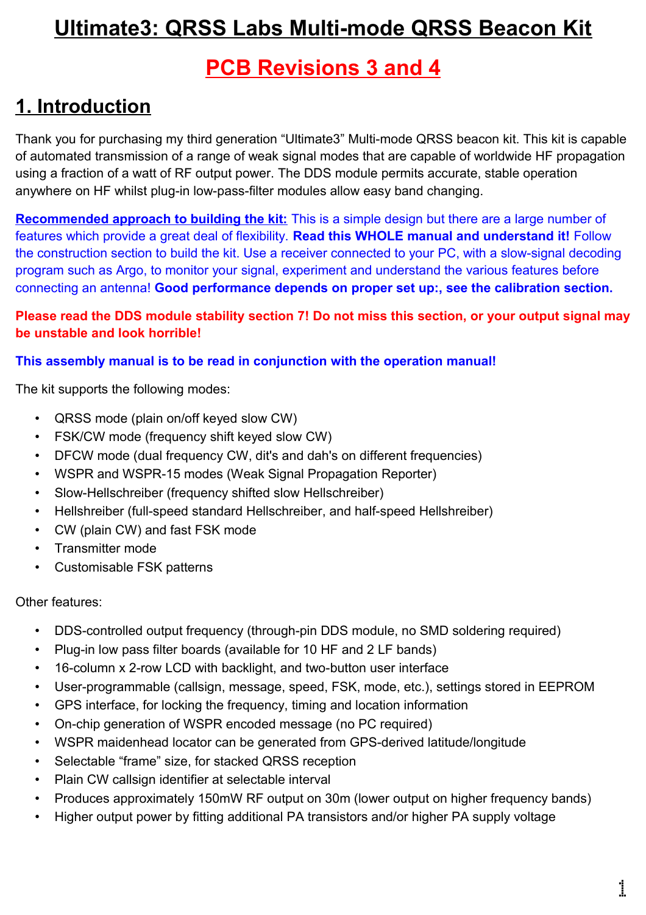# Ultimate3: QRSS Labs Multi-mode QRSS Beacon Kit

## PCB Revisions 3 and 4

## 1. Introduction

Thank you for purchasing my third generation "Ultimate3" Multi-mode QRSS beacon kit. This kit is capable of automated transmission of a range of weak signal modes that are capable of worldwide HF propagation using a fraction of a watt of RF output power. The DDS module permits accurate, stable operation anywhere on HF whilst plug-in low-pass-filter modules allow easy band changing.

**Recommended approach to building the kit:** This is a simple design but there are a large number of features which provide a great deal of flexibility. **Read this WHOLE manual and understand it!** Follow the construction section to build the kit. Use a receiver connected to your PC, with a slow-signal decoding program such as Argo, to monitor your signal, experiment and understand the various features before connecting an antenna! **Good performance depends on proper set up:, see the calibration section.**

**Please read the DDS module stability section 7! Do not miss this section, or your output signal may be unstable and look horrible!**

**This assembly manual is to be read in conjunction with the operation manual!**

The kit supports the following modes:

- QRSS mode (plain on/off keyed slow CW)
- FSK/CW mode (frequency shift keyed slow CW)
- DFCW mode (dual frequency CW, dit's and dah's on different frequencies)
- WSPR and WSPR-15 modes (Weak Signal Propagation Reporter)
- Slow-Hellschreiber (frequency shifted slow Hellschreiber)
- Hellshreiber (full-speed standard Hellschreiber, and half-speed Hellshreiber)
- CW (plain CW) and fast FSK mode
- Transmitter mode
- Customisable FSK patterns

Other features:

- DDS-controlled output frequency (through-pin DDS module, no SMD soldering required)
- Plug-in low pass filter boards (available for 10 HF and 2 LF bands)
- 16-column x 2-row LCD with backlight, and two-button user interface
- User-programmable (callsign, message, speed, FSK, mode, etc.), settings stored in EEPROM
- GPS interface, for locking the frequency, timing and location information
- On-chip generation of WSPR encoded message (no PC required)
- WSPR maidenhead locator can be generated from GPS-derived latitude/longitude
- Selectable "frame" size, for stacked QRSS reception
- Plain CW callsign identifier at selectable interval
- Produces approximately 150mW RF output on 30m (lower output on higher frequency bands)
- Higher output power by fitting additional PA transistors and/or higher PA supply voltage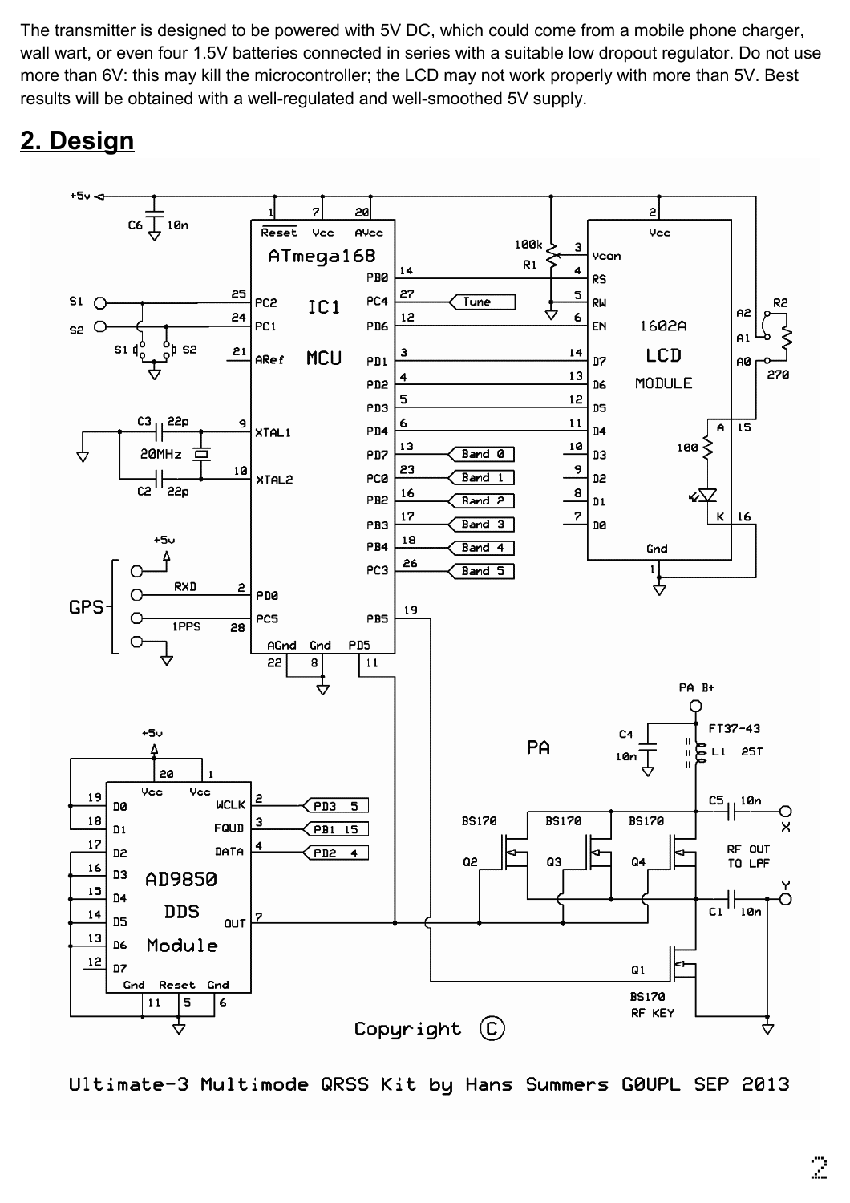The transmitter is designed to be powered with 5V DC, which could come from a mobile phone charger, wall wart, or even four 1.5V batteries connected in series with a suitable low dropout regulator. Do not use more than 6V: this may kill the microcontroller; the LCD may not work properly with more than 5V. Best results will be obtained with a well-regulated and well-smoothed 5V supply.

## 2. Design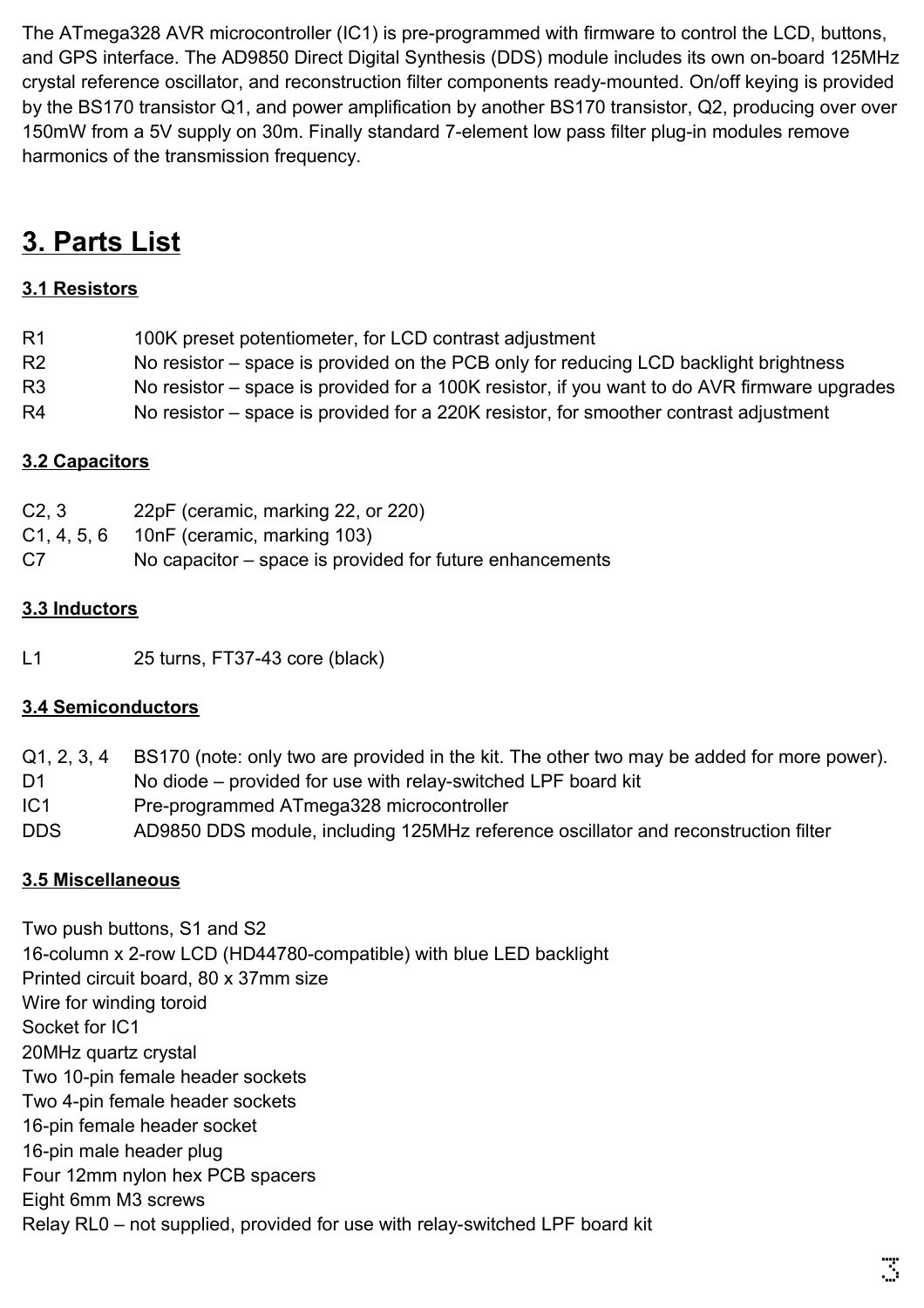The ATmega328 AVR microcontroller (IC1) is pre-programmed with firmware to control the LCD, buttons, and GPS interface. The AD9850 Direct Digital Synthesis (DDS) module includes its own on-board 125MHz crystal reference oscillator, and reconstruction filter components ready-mounted. On/off keying is provided by the BS170 transistor Q1, and power amplification by another BS170 transistor, Q2, producing over over 150mW from a 5V supply on 30m. Finally standard 7-element low pass filter plug-in modules remove harmonics of the transmission frequency.

# 3. Parts List

## 3.1 Resistors

| | |
|---|---|
| R1 | 100K preset potentiometer, for LCD contrast adjustment |
| R2 | No resistor – space is provided on the PCB only for reducing LCD backlight brightness |
| R3 | No resistor – space is provided for a 100K resistor, if you want to do AVR firmware upgrades |
| R4 | No resistor – space is provided for a 220K resistor, for smoother contrast adjustment |

## 3.2 Capacitors

| | |
|---|---|
| C2, 3 | 22pF (ceramic, marking 22, or 220) |
| C1, 4, 5, 6 | 10nF (ceramic, marking 103) |
| C7 | No capacitor – space is provided for future enhancements |

## 3.3 Inductors

| | |
|---|---|
| L1 | 25 turns, FT37-43 core (black) |

## 3.4 Semiconductors

| | |
|---|---|
| Q1, 2, 3, 4 | BS170 (note: only two are provided in the kit. The other two may be added for more power). |
| D1 | No diode – provided for use with relay-switched LPF board kit |
| IC1 | Pre-programmed ATmega328 microcontroller |
| DDS | AD9850 DDS module, including 125MHz reference oscillator and reconstruction filter |

## 3.5 Miscellaneous

Two push buttons, S1 and S2
16-column x 2-row LCD (HD44780-compatible) with blue LED backlight
Printed circuit board, 80 x 37mm size
Wire for winding toroid
Socket for IC1
20MHz quartz crystal
Two 10-pin female header sockets
Two 4-pin female header sockets
16-pin female header socket
16-pin male header plug
Four 12mm nylon hex PCB spacers
Eight 6mm M3 screws
Relay RL0 – not supplied, provided for use with relay-switched LPF board kit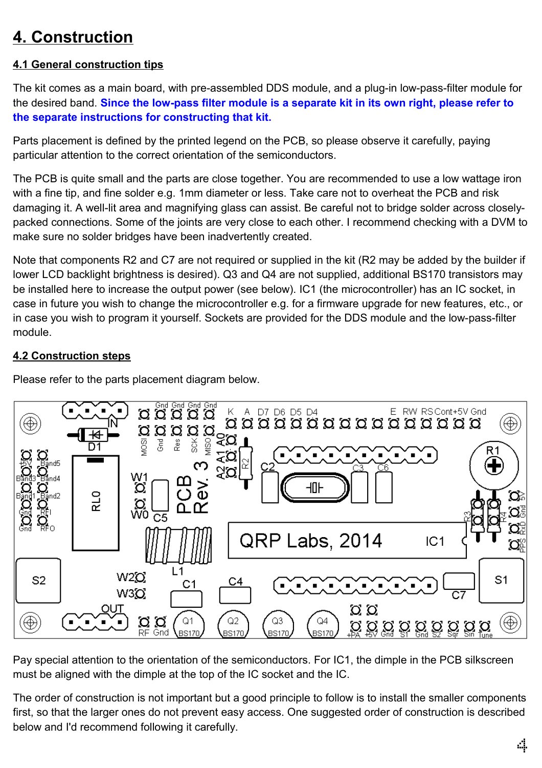# 4. Construction

## 4.1 General construction tips

The kit comes as a main board, with pre-assembled DDS module, and a plug-in low-pass-filter module for the desired band. **Since the low-pass filter module is a separate kit in its own right, please refer to the separate instructions for constructing that kit.**

Parts placement is defined by the printed legend on the PCB, so please observe it carefully, paying particular attention to the correct orientation of the semiconductors.

The PCB is quite small and the parts are close together. You are recommended to use a low wattage iron with a fine tip, and fine solder e.g. 1mm diameter or less. Take care not to overheat the PCB and risk damaging it. A well-lit area and magnifying glass can assist. Be careful not to bridge solder across closely-packed connections. Some of the joints are very close to each other. I recommend checking with a DVM to make sure no solder bridges have been inadvertently created.

Note that components R2 and C7 are not required or supplied in the kit (R2 may be added by the builder if lower LCD backlight brightness is desired). Q3 and Q4 are not supplied, additional BS170 transistors may be installed here to increase the output power (see below). IC1 (the microcontroller) has an IC socket, in case in future you wish to change the microcontroller e.g. for a firmware upgrade for new features, etc., or in case you wish to program it yourself. Sockets are provided for the DDS module and the low-pass-filter module.

## 4.2 Construction steps

Please refer to the parts placement diagram below.

Pay special attention to the orientation of the semiconductors. For IC1, the dimple in the PCB silkscreen must be aligned with the dimple at the top of the IC socket and the IC.

The order of construction is not important but a good principle to follow is to install the smaller components first, so that the larger ones do not prevent easy access. One suggested order of construction is described below and I'd recommend following it carefully.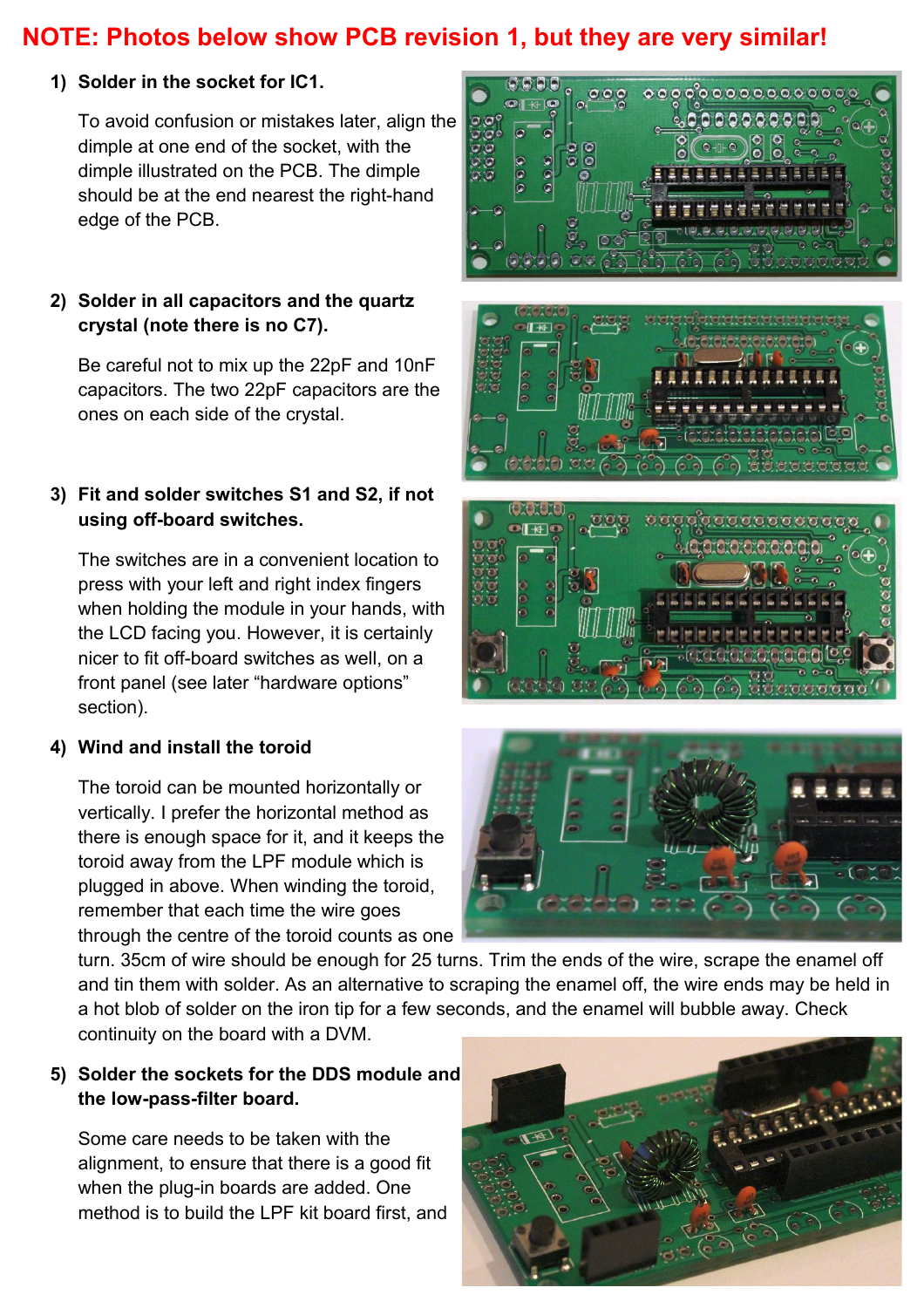**NOTE: Photos below show PCB revision 1, but they are very similar!**

1) **Solder in the socket for IC1.**

   To avoid confusion or mistakes later, align the dimple at one end of the socket, with the dimple illustrated on the PCB. The dimple should be at the end nearest the right-hand edge of the PCB.

2) **Solder in all capacitors and the quartz crystal (note there is no C7).**

   Be careful not to mix up the 22pF and 10nF capacitors. The two 22pF capacitors are the ones on each side of the crystal.

3) **Fit and solder switches S1 and S2, if not using off-board switches.**

   The switches are in a convenient location to press with your left and right index fingers when holding the module in your hands, with the LCD facing you. However, it is certainly nicer to fit off-board switches as well, on a front panel (see later "hardware options" section).

4) **Wind and install the toroid**

   The toroid can be mounted horizontally or vertically. I prefer the horizontal method as there is enough space for it, and it keeps the toroid away from the LPF module which is plugged in above. When winding the toroid, remember that each time the wire goes through the centre of the toroid counts as one turn. 35cm of wire should be enough for 25 turns. Trim the ends of the wire, scrape the enamel off and tin them with solder. As an alternative to scraping the enamel off, the wire ends may be held in a hot blob of solder on the iron tip for a few seconds, and the enamel will bubble away. Check continuity on the board with a DVM.

5) **Solder the sockets for the DDS module and the low-pass-filter board.**

   Some care needs to be taken with the alignment, to ensure that there is a good fit when the plug-in boards are added. One method is to build the LPF kit board first, and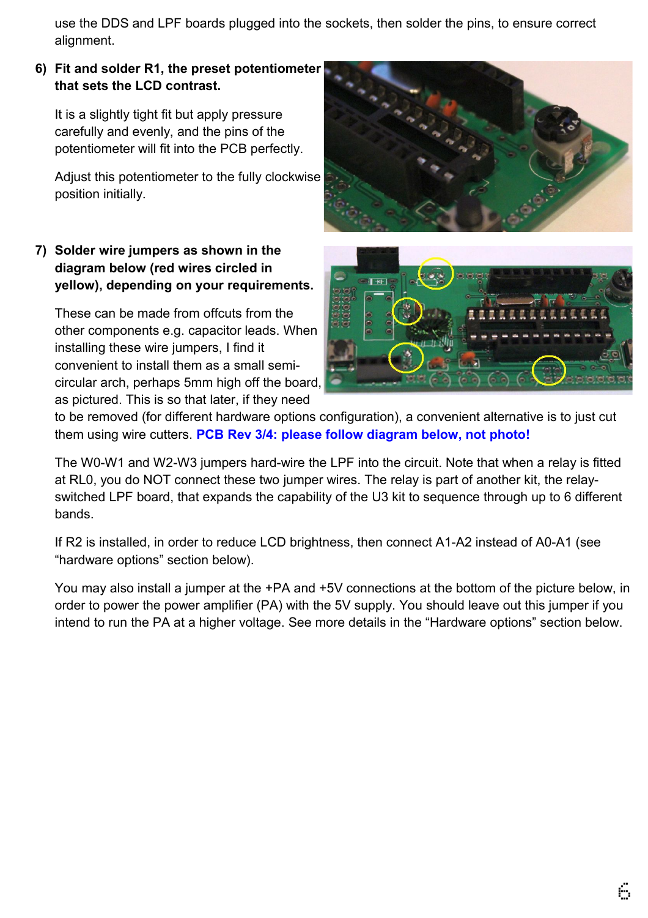use the DDS and LPF boards plugged into the sockets, then solder the pins, to ensure correct alignment.

6) **Fit and solder R1, the preset potentiometer that sets the LCD contrast.**

   It is a slightly tight fit but apply pressure carefully and evenly, and the pins of the potentiometer will fit into the PCB perfectly.

   Adjust this potentiometer to the fully clockwise position initially.

7) **Solder wire jumpers as shown in the diagram below (red wires circled in yellow), depending on your requirements.**

   These can be made from offcuts from the other components e.g. capacitor leads. When installing these wire jumpers, I find it convenient to install them as a small semi-circular arch, perhaps 5mm high off the board, as pictured. This is so that later, if they need to be removed (for different hardware options configuration), a convenient alternative is to just cut them using wire cutters. **PCB Rev 3/4: please follow diagram below, not photo!**

   The W0-W1 and W2-W3 jumpers hard-wire the LPF into the circuit. Note that when a relay is fitted at RL0, you do NOT connect these two jumper wires. The relay is part of another kit, the relay-switched LPF board, that expands the capability of the U3 kit to sequence through up to 6 different bands.

   If R2 is installed, in order to reduce LCD brightness, then connect A1-A2 instead of A0-A1 (see "hardware options" section below).

   You may also install a jumper at the +PA and +5V connections at the bottom of the picture below, in order to power the power amplifier (PA) with the 5V supply. You should leave out this jumper if you intend to run the PA at a higher voltage. See more details in the "Hardware options" section below.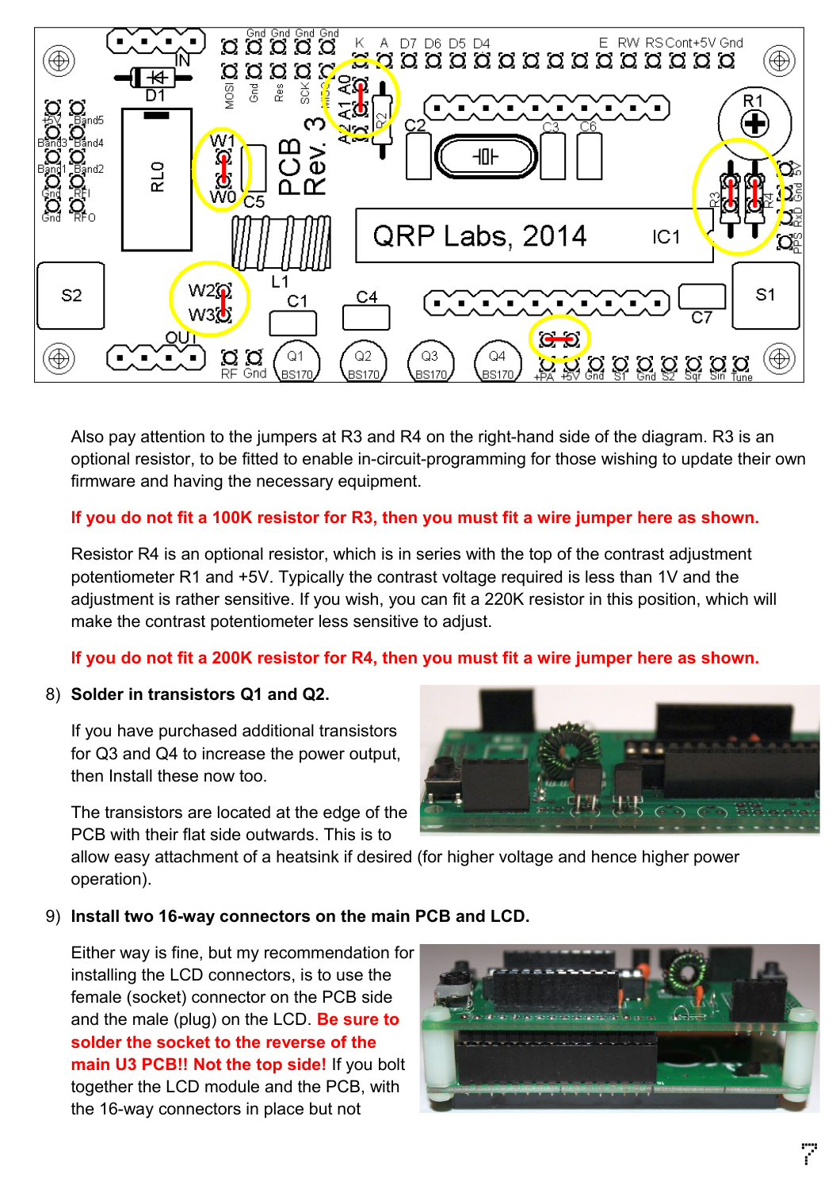Also pay attention to the jumpers at R3 and R4 on the right-hand side of the diagram. R3 is an optional resistor, to be fitted to enable in-circuit-programming for those wishing to update their own firmware and having the necessary equipment.

**If you do not fit a 100K resistor for R3, then you must fit a wire jumper here as shown.**

Resistor R4 is an optional resistor, which is in series with the top of the contrast adjustment potentiometer R1 and +5V. Typically the contrast voltage required is less than 1V and the adjustment is rather sensitive. If you wish, you can fit a 220K resistor in this position, which will make the contrast potentiometer less sensitive to adjust.

**If you do not fit a 200K resistor for R4, then you must fit a wire jumper here as shown.**

8) **Solder in transistors Q1 and Q2.**

   If you have purchased additional transistors for Q3 and Q4 to increase the power output, then Install these now too.

   The transistors are located at the edge of the PCB with their flat side outwards. This is to allow easy attachment of a heatsink if desired (for higher voltage and hence higher power operation).

9) **Install two 16-way connectors on the main PCB and LCD.**

   Either way is fine, but my recommendation for installing the LCD connectors, is to use the female (socket) connector on the PCB side and the male (plug) on the LCD. **Be sure to solder the socket to the reverse of the main U3 PCB!! Not the top side!** If you bolt together the LCD module and the PCB, with the 16-way connectors in place but not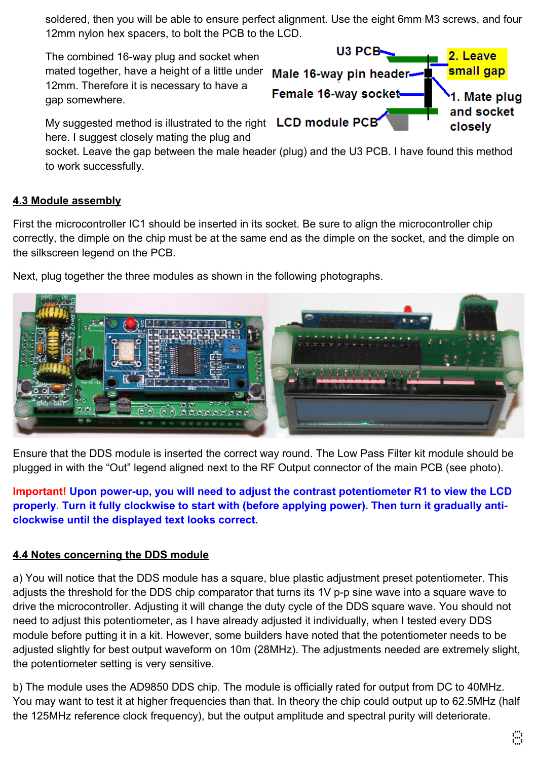soldered, then you will be able to ensure perfect alignment. Use the eight 6mm M3 screws, and four 12mm nylon hex spacers, to bolt the PCB to the LCD.

The combined 16-way plug and socket when mated together, have a height of a little under 12mm. Therefore it is necessary to have a gap somewhere.

My suggested method is illustrated to the right here. I suggest closely mating the plug and socket. Leave the gap between the male header (plug) and the U3 PCB. I have found this method to work successfully.

## 4.3 Module assembly

First the microcontroller IC1 should be inserted in its socket. Be sure to align the microcontroller chip correctly, the dimple on the chip must be at the same end as the dimple on the socket, and the dimple on the silkscreen legend on the PCB.

Next, plug together the three modules as shown in the following photographs.

Ensure that the DDS module is inserted the correct way round. The Low Pass Filter kit module should be plugged in with the "Out" legend aligned next to the RF Output connector of the main PCB (see photo).

**Important! Upon power-up, you will need to adjust the contrast potentiometer R1 to view the LCD properly. Turn it fully clockwise to start with (before applying power). Then turn it gradually anti-clockwise until the displayed text looks correct.**

## 4.4 Notes concerning the DDS module

a) You will notice that the DDS module has a square, blue plastic adjustment preset potentiometer. This adjusts the threshold for the DDS chip comparator that turns its 1V p-p sine wave into a square wave to drive the microcontroller. Adjusting it will change the duty cycle of the DDS square wave. You should not need to adjust this potentiometer, as I have already adjusted it individually, when I tested every DDS module before putting it in a kit. However, some builders have noted that the potentiometer needs to be adjusted slightly for best output waveform on 10m (28MHz). The adjustments needed are extremely slight, the potentiometer setting is very sensitive.

b) The module uses the AD9850 DDS chip. The module is officially rated for output from DC to 40MHz. You may want to test it at higher frequencies than that. In theory the chip could output up to 62.5MHz (half the 125MHz reference clock frequency), but the output amplitude and spectral purity will deteriorate.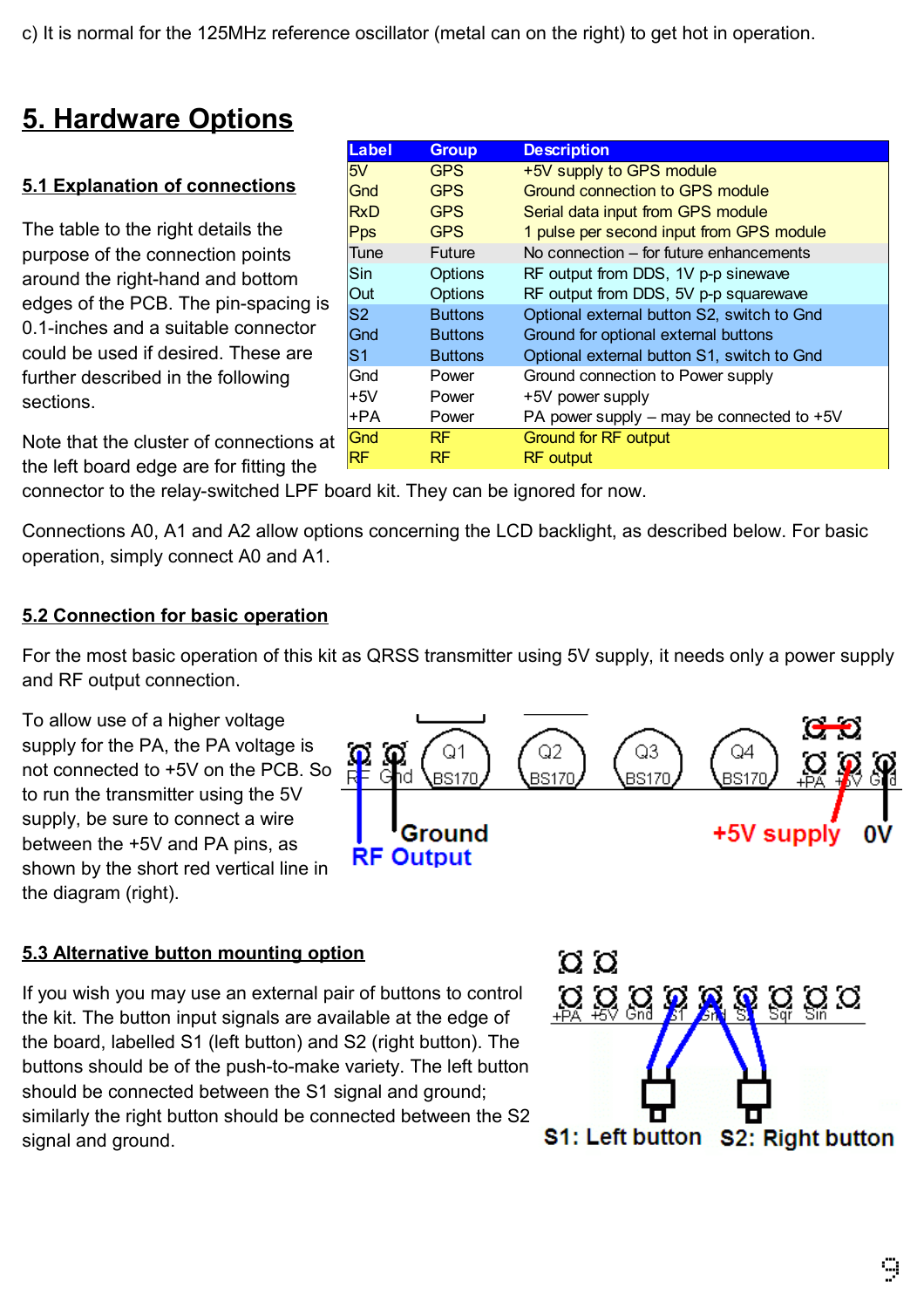c) It is normal for the 125MHz reference oscillator (metal can on the right) to get hot in operation.

# 5. Hardware Options

## 5.1 Explanation of connections

The table to the right details the purpose of the connection points around the right-hand and bottom edges of the PCB. The pin-spacing is 0.1-inches and a suitable connector could be used if desired. These are further described in the following sections.

| Label | Group | Description |
| --- | --- | --- |
| 5V | GPS | +5V supply to GPS module |
| Gnd | GPS | Ground connection to GPS module |
| RxD | GPS | Serial data input from GPS module |
| Pps | GPS | 1 pulse per second input from GPS module |
| Tune | Future | No connection – for future enhancements |
| Sin | Options | RF output from DDS, 1V p-p sinewave |
| Out | Options | RF output from DDS, 5V p-p squarewave |
| S2 | Buttons | Optional external button S2, switch to Gnd |
| Gnd | Buttons | Ground for optional external buttons |
| S1 | Buttons | Optional external button S1, switch to Gnd |
| Gnd | Power | Ground connection to Power supply |
| +5V | Power | +5V power supply |
| +PA | Power | PA power supply – may be connected to +5V |
| Gnd | RF | Ground for RF output |
| RF | RF | RF output |

Note that the cluster of connections at the left board edge are for fitting the connector to the relay-switched LPF board kit. They can be ignored for now.

Connections A0, A1 and A2 allow options concerning the LCD backlight, as described below. For basic operation, simply connect A0 and A1.

## 5.2 Connection for basic operation

For the most basic operation of this kit as QRSS transmitter using 5V supply, it needs only a power supply and RF output connection.

To allow use of a higher voltage supply for the PA, the PA voltage is not connected to +5V on the PCB. So to run the transmitter using the 5V supply, be sure to connect a wire between the +5V and PA pins, as shown by the short red vertical line in the diagram (right).

## 5.3 Alternative button mounting option

If you wish you may use an external pair of buttons to control the kit. The button input signals are available at the edge of the board, labelled S1 (left button) and S2 (right button). The buttons should be of the push-to-make variety. The left button should be connected between the S1 signal and ground; similarly the right button should be connected between the S2 signal and ground.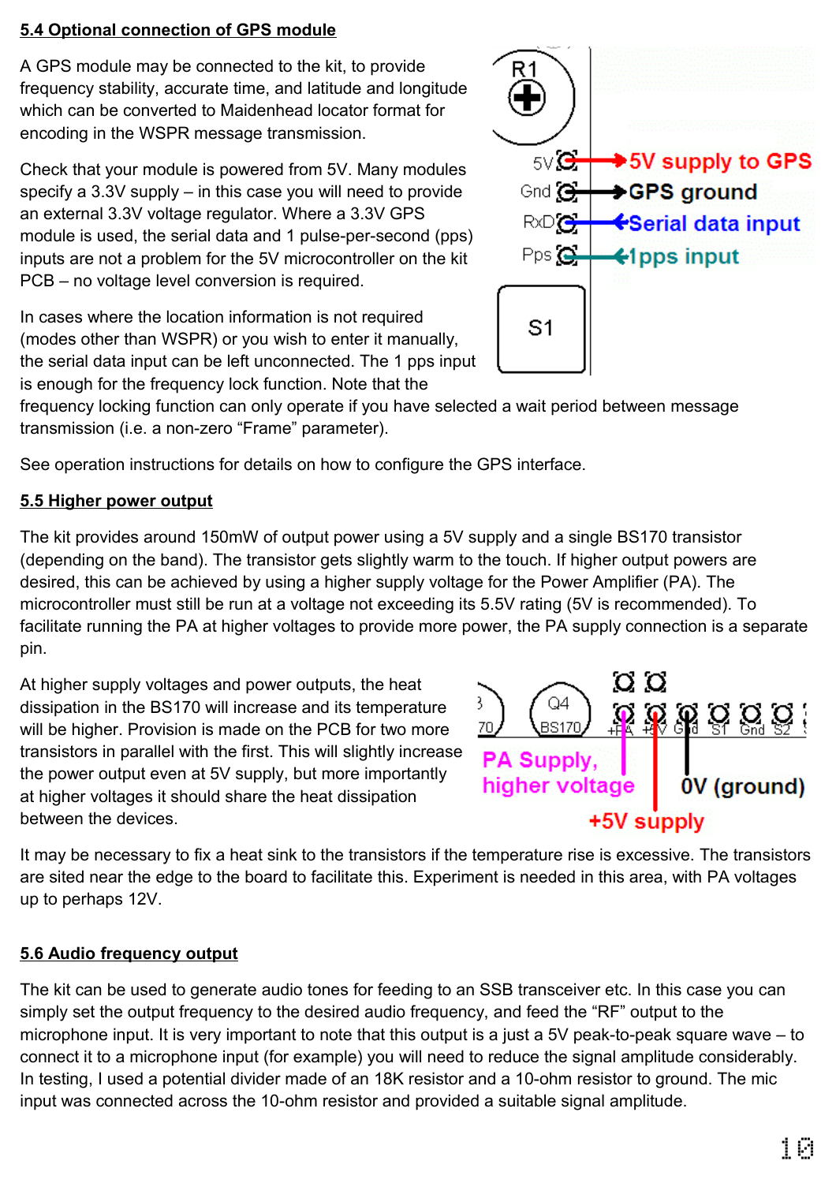## 5.4 Optional connection of GPS module

A GPS module may be connected to the kit, to provide frequency stability, accurate time, and latitude and longitude which can be converted to Maidenhead locator format for encoding in the WSPR message transmission.

Check that your module is powered from 5V. Many modules specify a 3.3V supply – in this case you will need to provide an external 3.3V voltage regulator. Where a 3.3V GPS module is used, the serial data and 1 pulse-per-second (pps) inputs are not a problem for the 5V microcontroller on the kit PCB – no voltage level conversion is required.

In cases where the location information is not required (modes other than WSPR) or you wish to enter it manually, the serial data input can be left unconnected. The 1 pps input is enough for the frequency lock function. Note that the frequency locking function can only operate if you have selected a wait period between message transmission (i.e. a non-zero "Frame" parameter).

See operation instructions for details on how to configure the GPS interface.

## 5.5 Higher power output

The kit provides around 150mW of output power using a 5V supply and a single BS170 transistor (depending on the band). The transistor gets slightly warm to the touch. If higher output powers are desired, this can be achieved by using a higher supply voltage for the Power Amplifier (PA). The microcontroller must still be run at a voltage not exceeding its 5.5V rating (5V is recommended). To facilitate running the PA at higher voltages to provide more power, the PA supply connection is a separate pin.

At higher supply voltages and power outputs, the heat dissipation in the BS170 will increase and its temperature will be higher. Provision is made on the PCB for two more transistors in parallel with the first. This will slightly increase the power output even at 5V supply, but more importantly at higher voltages it should share the heat dissipation between the devices.

It may be necessary to fix a heat sink to the transistors if the temperature rise is excessive. The transistors are sited near the edge to the board to facilitate this. Experiment is needed in this area, with PA voltages up to perhaps 12V.

## 5.6 Audio frequency output

The kit can be used to generate audio tones for feeding to an SSB transceiver etc. In this case you can simply set the output frequency to the desired audio frequency, and feed the "RF" output to the microphone input. It is very important to note that this output is a just a 5V peak-to-peak square wave – to connect it to a microphone input (for example) you will need to reduce the signal amplitude considerably. In testing, I used a potential divider made of an 18K resistor and a 10-ohm resistor to ground. The mic input was connected across the 10-ohm resistor and provided a suitable signal amplitude.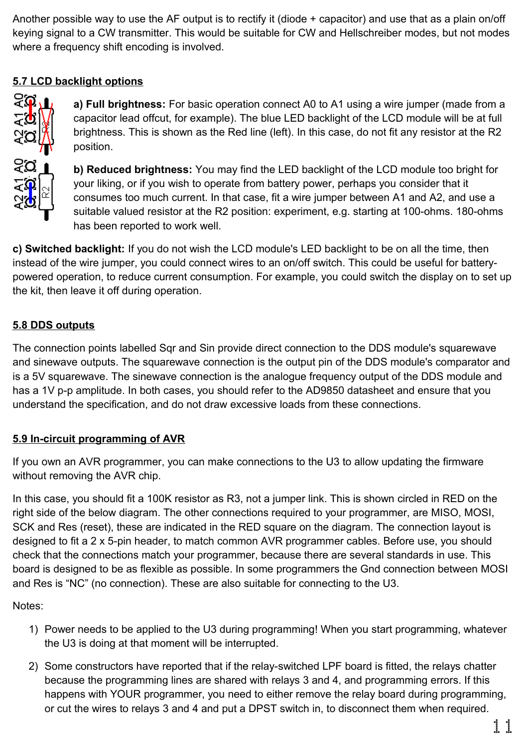Another possible way to use the AF output is to rectify it (diode + capacitor) and use that as a plain on/off keying signal to a CW transmitter. This would be suitable for CW and Hellschreiber modes, but not modes where a frequency shift encoding is involved.

## 5.7 LCD backlight options

**a) Full brightness:** For basic operation connect A0 to A1 using a wire jumper (made from a capacitor lead offcut, for example). The blue LED backlight of the LCD module will be at full brightness. This is shown as the Red line (left). In this case, do not fit any resistor at the R2 position.

**b) Reduced brightness:** You may find the LED backlight of the LCD module too bright for your liking, or if you wish to operate from battery power, perhaps you consider that it consumes too much current. In that case, fit a wire jumper between A1 and A2, and use a suitable valued resistor at the R2 position: experiment, e.g. starting at 100-ohms. 180-ohms has been reported to work well.

**c) Switched backlight:** If you do not wish the LCD module's LED backlight to be on all the time, then instead of the wire jumper, you could connect wires to an on/off switch. This could be useful for battery-powered operation, to reduce current consumption. For example, you could switch the display on to set up the kit, then leave it off during operation.

## 5.8 DDS outputs

The connection points labelled Sqr and Sin provide direct connection to the DDS module's squarewave and sinewave outputs. The squarewave connection is the output pin of the DDS module's comparator and is a 5V squarewave. The sinewave connection is the analogue frequency output of the DDS module and has a 1V p-p amplitude. In both cases, you should refer to the AD9850 datasheet and ensure that you understand the specification, and do not draw excessive loads from these connections.

## 5.9 In-circuit programming of AVR

If you own an AVR programmer, you can make connections to the U3 to allow updating the firmware without removing the AVR chip.

In this case, you should fit a 100K resistor as R3, not a jumper link. This is shown circled in RED on the right side of the below diagram. The other connections required to your programmer, are MISO, MOSI, SCK and Res (reset), these are indicated in the RED square on the diagram. The connection layout is designed to fit a 2 x 5-pin header, to match common AVR programmer cables. Before use, you should check that the connections match your programmer, because there are several standards in use. This board is designed to be as flexible as possible. In some programmers the Gnd connection between MOSI and Res is "NC" (no connection). These are also suitable for connecting to the U3.

Notes:

1) Power needs to be applied to the U3 during programming! When you start programming, whatever the U3 is doing at that moment will be interrupted.

2) Some constructors have reported that if the relay-switched LPF board is fitted, the relays chatter because the programming lines are shared with relays 3 and 4, and programming errors. If this happens with YOUR programmer, you need to either remove the relay board during programming, or cut the wires to relays 3 and 4 and put a DPST switch in, to disconnect them when required.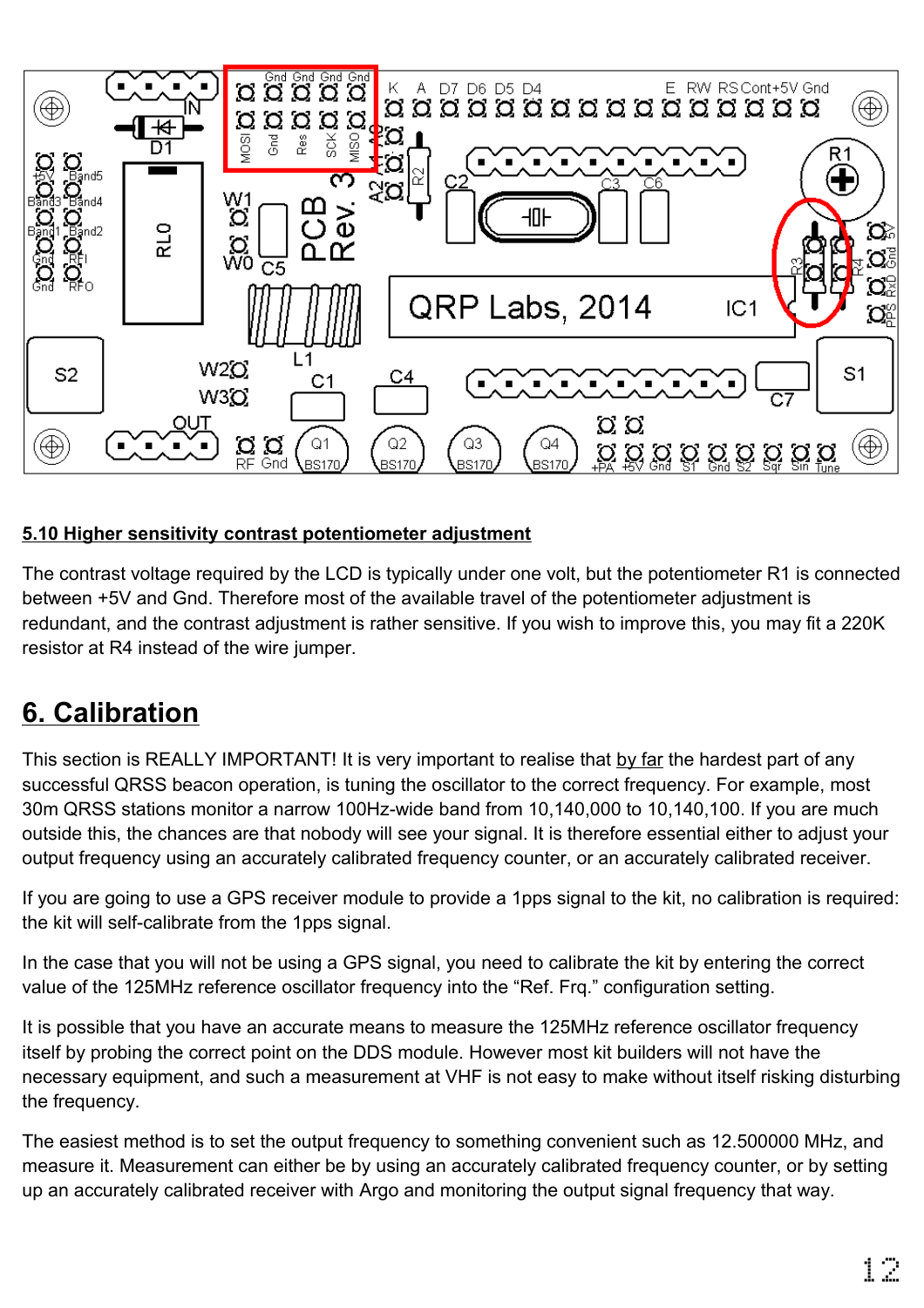## 5.10 Higher sensitivity contrast potentiometer adjustment

The contrast voltage required by the LCD is typically under one volt, but the potentiometer R1 is connected between +5V and Gnd. Therefore most of the available travel of the potentiometer adjustment is redundant, and the contrast adjustment is rather sensitive. If you wish to improve this, you may fit a 220K resistor at R4 instead of the wire jumper.

# 6. Calibration

This section is REALLY IMPORTANT! It is very important to realise that by far the hardest part of any successful QRSS beacon operation, is tuning the oscillator to the correct frequency. For example, most 30m QRSS stations monitor a narrow 100Hz-wide band from 10,140,000 to 10,140,100. If you are much outside this, the chances are that nobody will see your signal. It is therefore essential either to adjust your output frequency using an accurately calibrated frequency counter, or an accurately calibrated receiver.

If you are going to use a GPS receiver module to provide a 1pps signal to the kit, no calibration is required: the kit will self-calibrate from the 1pps signal.

In the case that you will not be using a GPS signal, you need to calibrate the kit by entering the correct value of the 125MHz reference oscillator frequency into the "Ref. Frq." configuration setting.

It is possible that you have an accurate means to measure the 125MHz reference oscillator frequency itself by probing the correct point on the DDS module. However most kit builders will not have the necessary equipment, and such a measurement at VHF is not easy to make without itself risking disturbing the frequency.

The easiest method is to set the output frequency to something convenient such as 12.500000 MHz, and measure it. Measurement can either be by using an accurately calibrated frequency counter, or by setting up an accurately calibrated receiver with Argo and monitoring the output signal frequency that way.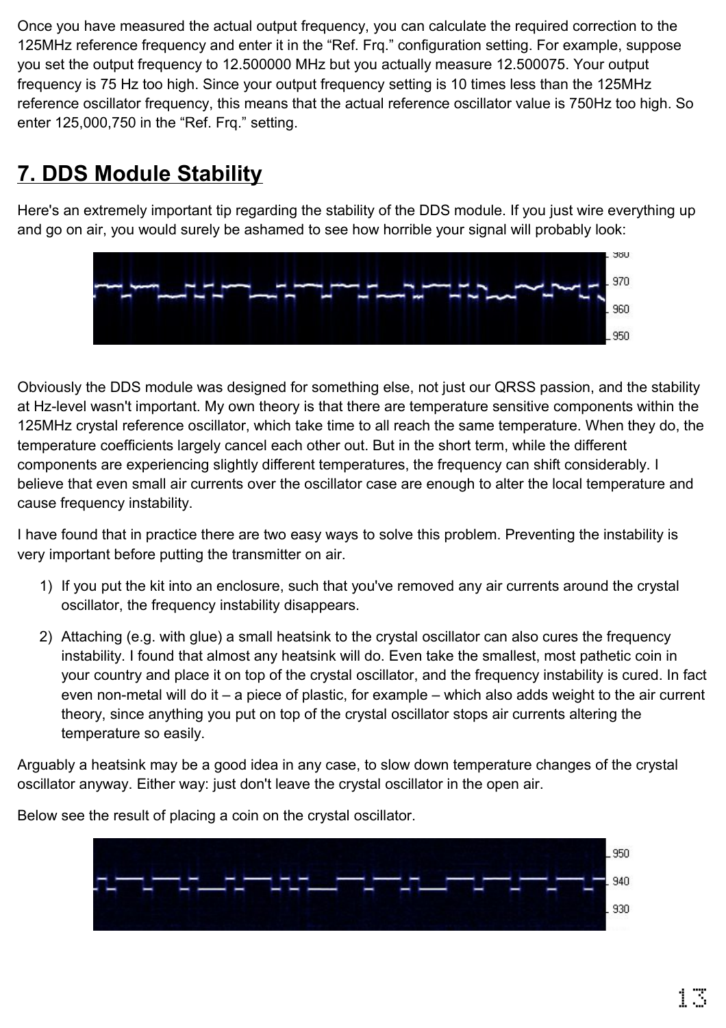Once you have measured the actual output frequency, you can calculate the required correction to the 125MHz reference frequency and enter it in the “Ref. Frq.” configuration setting. For example, suppose you set the output frequency to 12.500000 MHz but you actually measure 12.500075. Your output frequency is 75 Hz too high. Since your output frequency setting is 10 times less than the 125MHz reference oscillator frequency, this means that the actual reference oscillator value is 750Hz too high. So enter 125,000,750 in the “Ref. Frq.” setting.

## 7. DDS Module Stability

Here's an extremely important tip regarding the stability of the DDS module. If you just wire everything up and go on air, you would surely be ashamed to see how horrible your signal will probably look:

Obviously the DDS module was designed for something else, not just our QRSS passion, and the stability at Hz-level wasn't important. My own theory is that there are temperature sensitive components within the 125MHz crystal reference oscillator, which take time to all reach the same temperature. When they do, the temperature coefficients largely cancel each other out. But in the short term, while the different components are experiencing slightly different temperatures, the frequency can shift considerably. I believe that even small air currents over the oscillator case are enough to alter the local temperature and cause frequency instability.

I have found that in practice there are two easy ways to solve this problem. Preventing the instability is very important before putting the transmitter on air.

1) If you put the kit into an enclosure, such that you've removed any air currents around the crystal oscillator, the frequency instability disappears.

2) Attaching (e.g. with glue) a small heatsink to the crystal oscillator can also cures the frequency instability. I found that almost any heatsink will do. Even take the smallest, most pathetic coin in your country and place it on top of the crystal oscillator, and the frequency instability is cured. In fact even non-metal will do it – a piece of plastic, for example – which also adds weight to the air current theory, since anything you put on top of the crystal oscillator stops air currents altering the temperature so easily.

Arguably a heatsink may be a good idea in any case, to slow down temperature changes of the crystal oscillator anyway. Either way: just don't leave the crystal oscillator in the open air.

Below see the result of placing a coin on the crystal oscillator.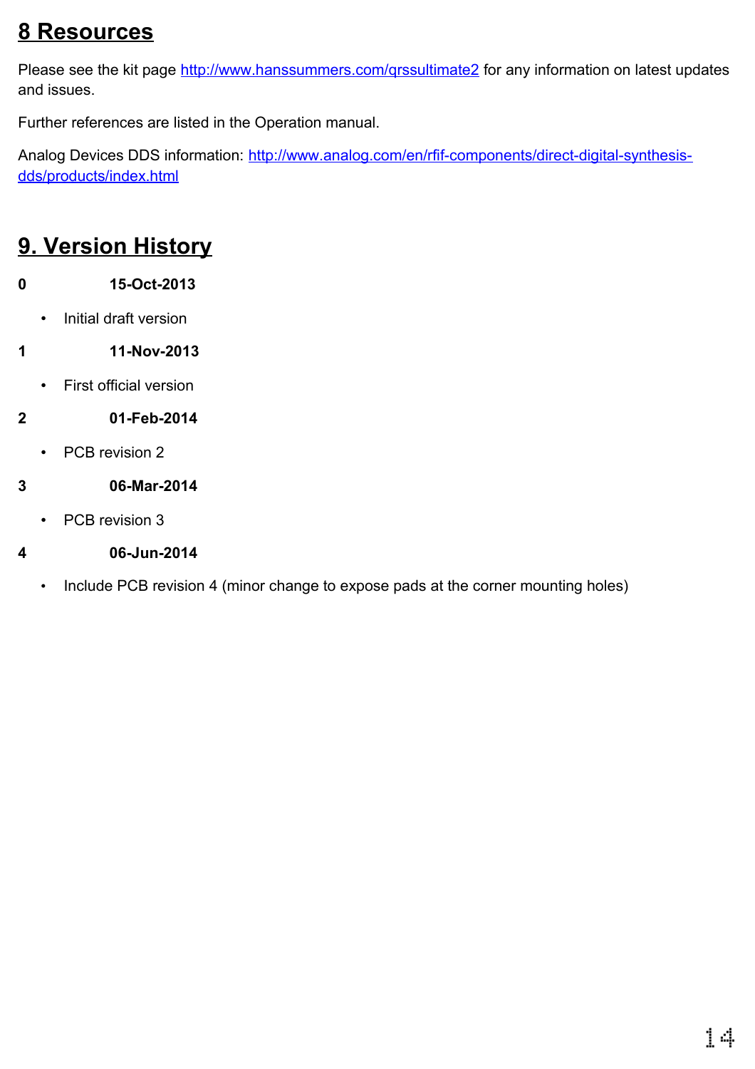# 8 Resources

Please see the kit page [http://www.hanssummers.com/qrssultimate2](http://www.hanssummers.com/qrssultimate2) for any information on latest updates and issues.

Further references are listed in the Operation manual.

Analog Devices DDS information: [http://www.analog.com/en/rfif-components/direct-digital-synthesis-dds/products/index.html](http://www.analog.com/en/rfif-components/direct-digital-synthesis-dds/products/index.html)

# 9. Version History

**0 15-Oct-2013**

- Initial draft version

**1 11-Nov-2013**

- First official version

**2 01-Feb-2014**

- PCB revision 2

**3 06-Mar-2014**

- PCB revision 3

**4 06-Jun-2014**

- Include PCB revision 4 (minor change to expose pads at the corner mounting holes)